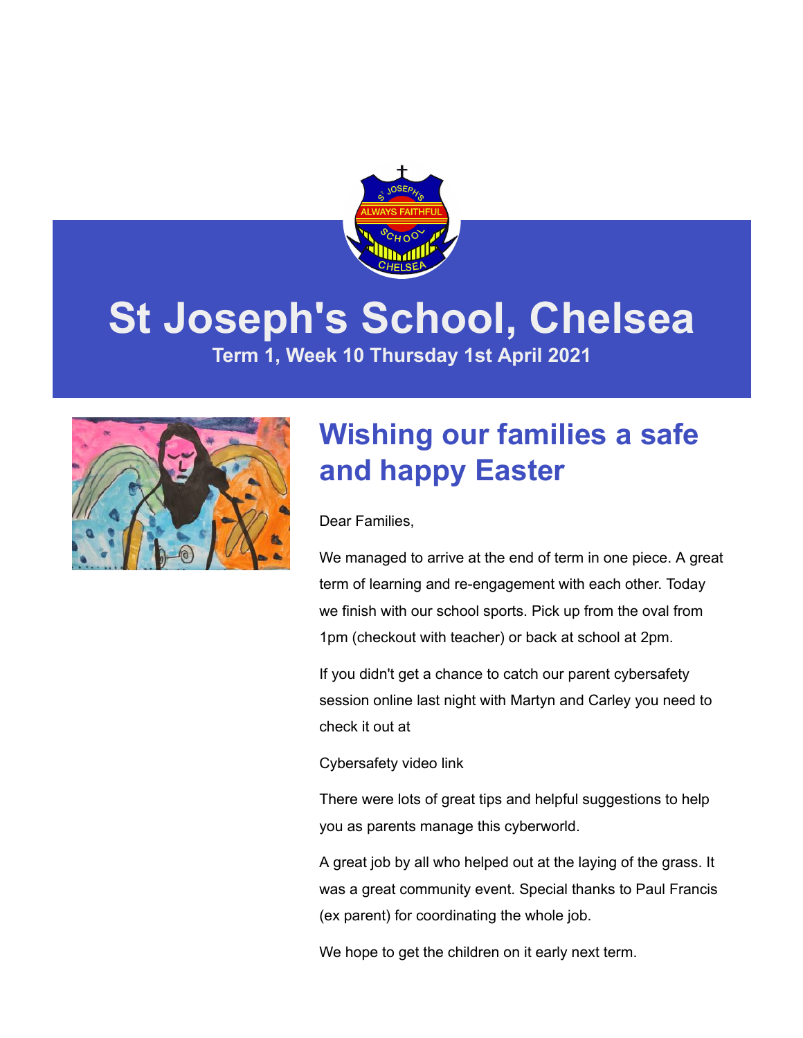# St Joseph's School, Chelsea

**Term 1, Week 10 Thursday 1st April 2021**

## Wishing our families a safe and happy Easter

Dear Families,

We managed to arrive at the end of term in one piece. A great term of learning and re-engagement with each other. Today we finish with our school sports. Pick up from the oval from 1pm (checkout with teacher) or back at school at 2pm.

If you didn't get a chance to catch our parent cybersafety session online last night with Martyn and Carley you need to check it out at

Cybersafety video link

There were lots of great tips and helpful suggestions to help you as parents manage this cyberworld.

A great job by all who helped out at the laying of the grass. It was a great community event. Special thanks to Paul Francis (ex parent) for coordinating the whole job.

We hope to get the children on it early next term.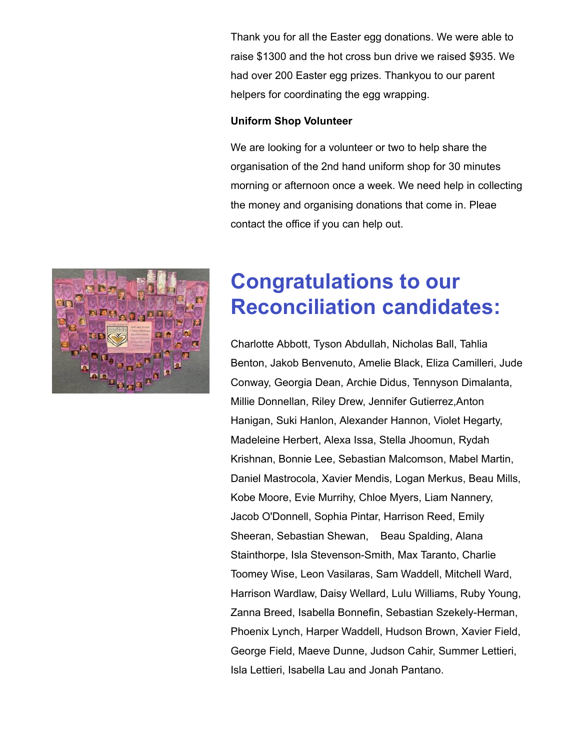Thank you for all the Easter egg donations. We were able to raise $1300 and the hot cross bun drive we raised $935. We had over 200 Easter egg prizes. Thankyou to our parent helpers for coordinating the egg wrapping.

**Uniform Shop Volunteer**

We are looking for a volunteer or two to help share the organisation of the 2nd hand uniform shop for 30 minutes morning or afternoon once a week. We need help in collecting the money and organising donations that come in. Pleae contact the office if you can help out.

# Congratulations to our Reconciliation candidates:

Charlotte Abbott, Tyson Abdullah, Nicholas Ball, Tahlia Benton, Jakob Benvenuto, Amelie Black, Eliza Camilleri, Jude Conway, Georgia Dean, Archie Didus, Tennyson Dimalanta, Millie Donnellan, Riley Drew, Jennifer Gutierrez,Anton Hanigan, Suki Hanlon, Alexander Hannon, Violet Hegarty, Madeleine Herbert, Alexa Issa, Stella Jhoomun, Rydah Krishnan, Bonnie Lee, Sebastian Malcomson, Mabel Martin, Daniel Mastrocola, Xavier Mendis, Logan Merkus, Beau Mills, Kobe Moore, Evie Murrihy, Chloe Myers, Liam Nannery, Jacob O'Donnell, Sophia Pintar, Harrison Reed, Emily Sheeran, Sebastian Shewan, Beau Spalding, Alana Stainthorpe, Isla Stevenson-Smith, Max Taranto, Charlie Toomey Wise, Leon Vasilaras, Sam Waddell, Mitchell Ward, Harrison Wardlaw, Daisy Wellard, Lulu Williams, Ruby Young, Zanna Breed, Isabella Bonnefin, Sebastian Szekely-Herman, Phoenix Lynch, Harper Waddell, Hudson Brown, Xavier Field, George Field, Maeve Dunne, Judson Cahir, Summer Lettieri, Isla Lettieri, Isabella Lau and Jonah Pantano.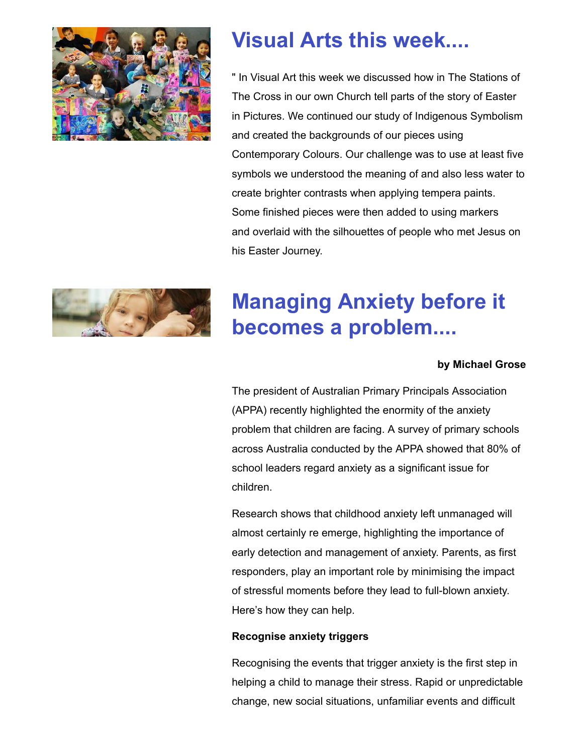# Visual Arts this week....

" In Visual Art this week we discussed how in The Stations of The Cross in our own Church tell parts of the story of Easter in Pictures. We continued our study of Indigenous Symbolism and created the backgrounds of our pieces using Contemporary Colours. Our challenge was to use at least five symbols we understood the meaning of and also less water to create brighter contrasts when applying tempera paints. Some finished pieces were then added to using markers and overlaid with the silhouettes of people who met Jesus on his Easter Journey.

# Managing Anxiety before it becomes a problem....

**by Michael Grose**

The president of Australian Primary Principals Association (APPA) recently highlighted the enormity of the anxiety problem that children are facing. A survey of primary schools across Australia conducted by the APPA showed that 80% of school leaders regard anxiety as a significant issue for children.

Research shows that childhood anxiety left unmanaged will almost certainly re emerge, highlighting the importance of early detection and management of anxiety. Parents, as first responders, play an important role by minimising the impact of stressful moments before they lead to full-blown anxiety. Here's how they can help.

**Recognise anxiety triggers**

Recognising the events that trigger anxiety is the first step in helping a child to manage their stress. Rapid or unpredictable change, new social situations, unfamiliar events and difficult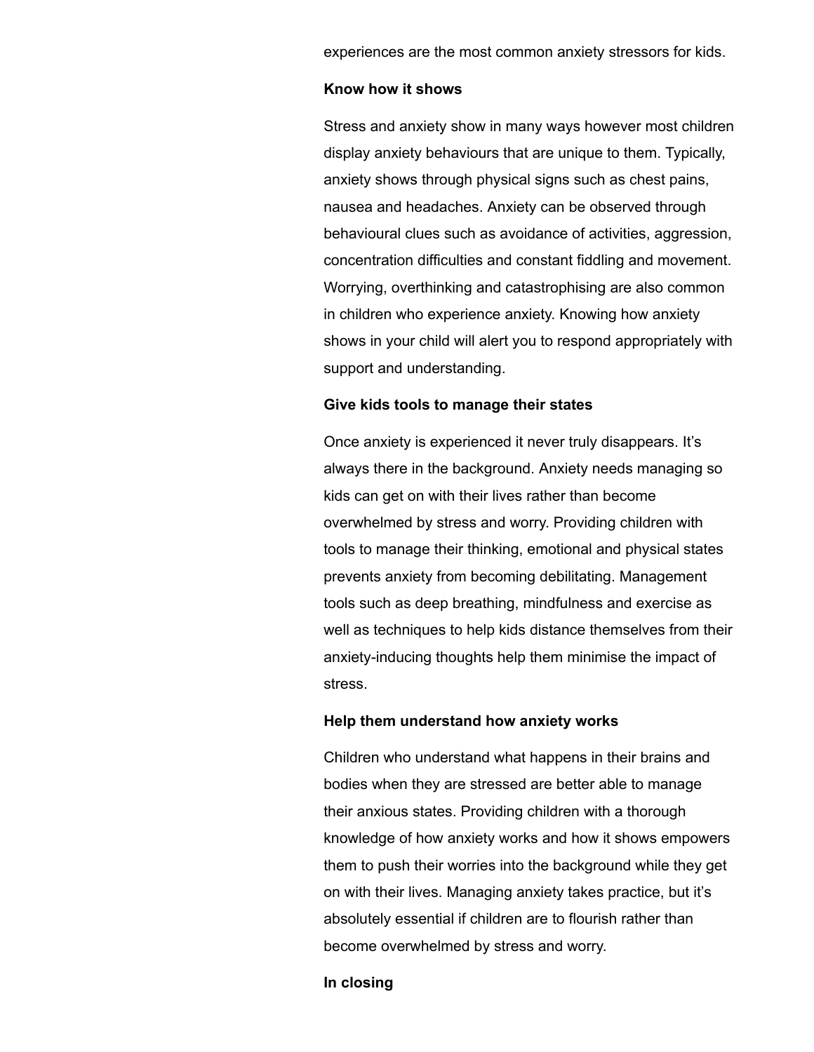experiences are the most common anxiety stressors for kids.

**Know how it shows**

Stress and anxiety show in many ways however most children display anxiety behaviours that are unique to them. Typically, anxiety shows through physical signs such as chest pains, nausea and headaches. Anxiety can be observed through behavioural clues such as avoidance of activities, aggression, concentration difficulties and constant fiddling and movement. Worrying, overthinking and catastrophising are also common in children who experience anxiety. Knowing how anxiety shows in your child will alert you to respond appropriately with support and understanding.

**Give kids tools to manage their states**

Once anxiety is experienced it never truly disappears. It's always there in the background. Anxiety needs managing so kids can get on with their lives rather than become overwhelmed by stress and worry. Providing children with tools to manage their thinking, emotional and physical states prevents anxiety from becoming debilitating. Management tools such as deep breathing, mindfulness and exercise as well as techniques to help kids distance themselves from their anxiety-inducing thoughts help them minimise the impact of stress.

**Help them understand how anxiety works**

Children who understand what happens in their brains and bodies when they are stressed are better able to manage their anxious states. Providing children with a thorough knowledge of how anxiety works and how it shows empowers them to push their worries into the background while they get on with their lives. Managing anxiety takes practice, but it's absolutely essential if children are to flourish rather than become overwhelmed by stress and worry.

**In closing**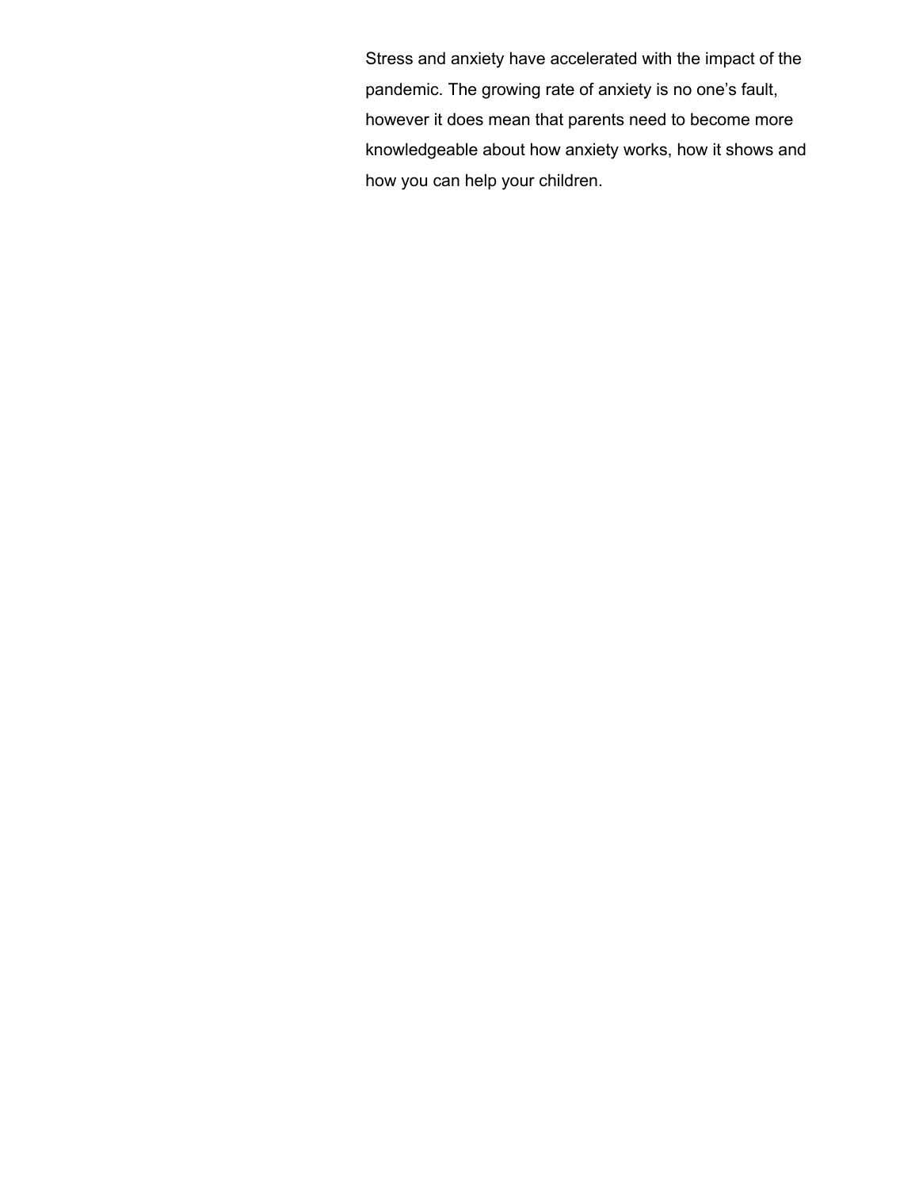Stress and anxiety have accelerated with the impact of the pandemic. The growing rate of anxiety is no one’s fault, however it does mean that parents need to become more knowledgeable about how anxiety works, how it shows and how you can help your children.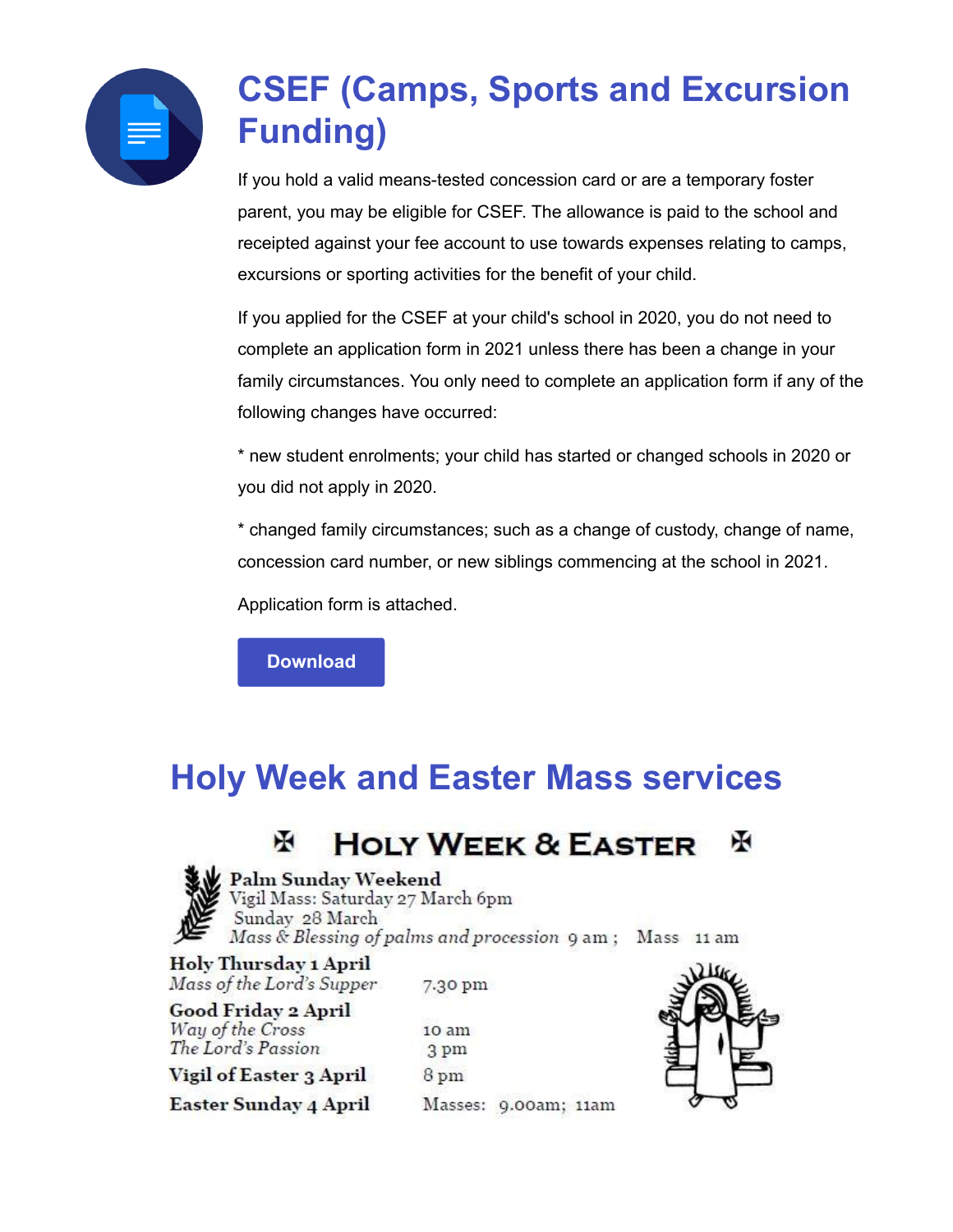## CSEF (Camps, Sports and Excursion Funding)

If you hold a valid means-tested concession card or are a temporary foster parent, you may be eligible for CSEF. The allowance is paid to the school and receipted against your fee account to use towards expenses relating to camps, excursions or sporting activities for the benefit of your child.

If you applied for the CSEF at your child's school in 2020, you do not need to complete an application form in 2021 unless there has been a change in your family circumstances. You only need to complete an application form if any of the following changes have occurred:

* new student enrolments; your child has started or changed schools in 2020 or you did not apply in 2020.

* changed family circumstances; such as a change of custody, change of name, concession card number, or new siblings commencing at the school in 2021.

Application form is attached.

Download

## Holy Week and Easter Mass services

### ✠ Holy Week & Easter ✠

**Palm Sunday Weekend**
Vigil Mass: Saturday 27 March 6pm
Sunday 28 March
*Mass & Blessing of palms and procession* 9 am ; Mass 11 am

**Holy Thursday 1 April**
*Mass of the Lord's Supper* 7.30 pm

**Good Friday 2 April**
*Way of the Cross* 10 am
*The Lord's Passion* 3 pm

**Vigil of Easter 3 April** 8 pm

**Easter Sunday 4 April** Masses: 9.00am; 11am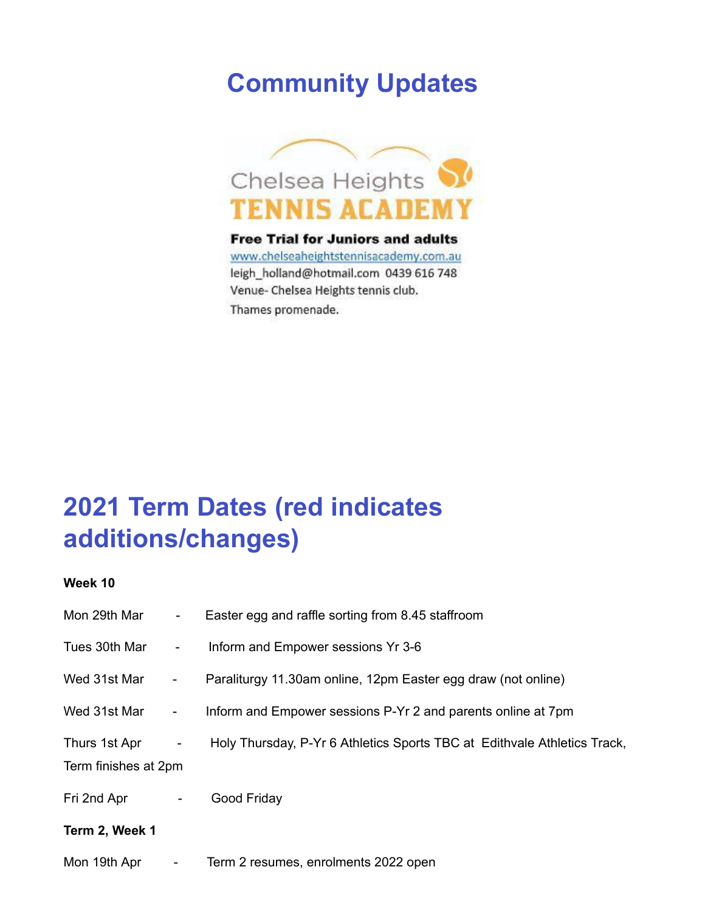# Community Updates

Chelsea Heights
TENNIS ACADEMY

**Free Trial for Juniors and adults**
www.chelseaheightstennisacademy.com.au
leigh_holland@hotmail.com 0439 616 748
Venue- Chelsea Heights tennis club.
Thames promenade.

# 2021 Term Dates (red indicates additions/changes)

**Week 10**

Mon 29th Mar - Easter egg and raffle sorting from 8.45 staffroom

Tues 30th Mar - Inform and Empower sessions Yr 3-6

Wed 31st Mar - Paraliturgy 11.30am online, 12pm Easter egg draw (not online)

Wed 31st Mar - Inform and Empower sessions P-Yr 2 and parents online at 7pm

Thurs 1st Apr - Holy Thursday, P-Yr 6 Athletics Sports TBC at Edithvale Athletics Track, Term finishes at 2pm

Fri 2nd Apr - Good Friday

**Term 2, Week 1**

Mon 19th Apr - Term 2 resumes, enrolments 2022 open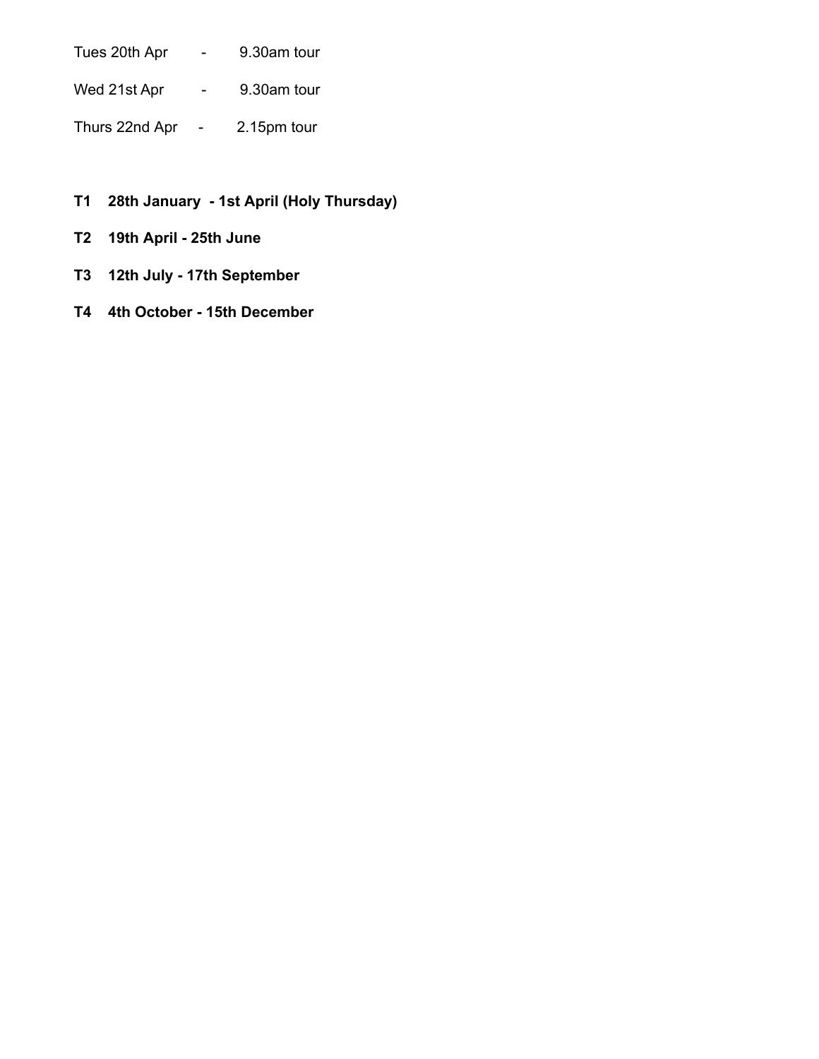Tues 20th Apr - 9.30am tour

Wed 21st Apr - 9.30am tour

Thurs 22nd Apr - 2.15pm tour

**T1 28th January - 1st April (Holy Thursday)**

**T2 19th April - 25th June**

**T3 12th July - 17th September**

**T4 4th October - 15th December**